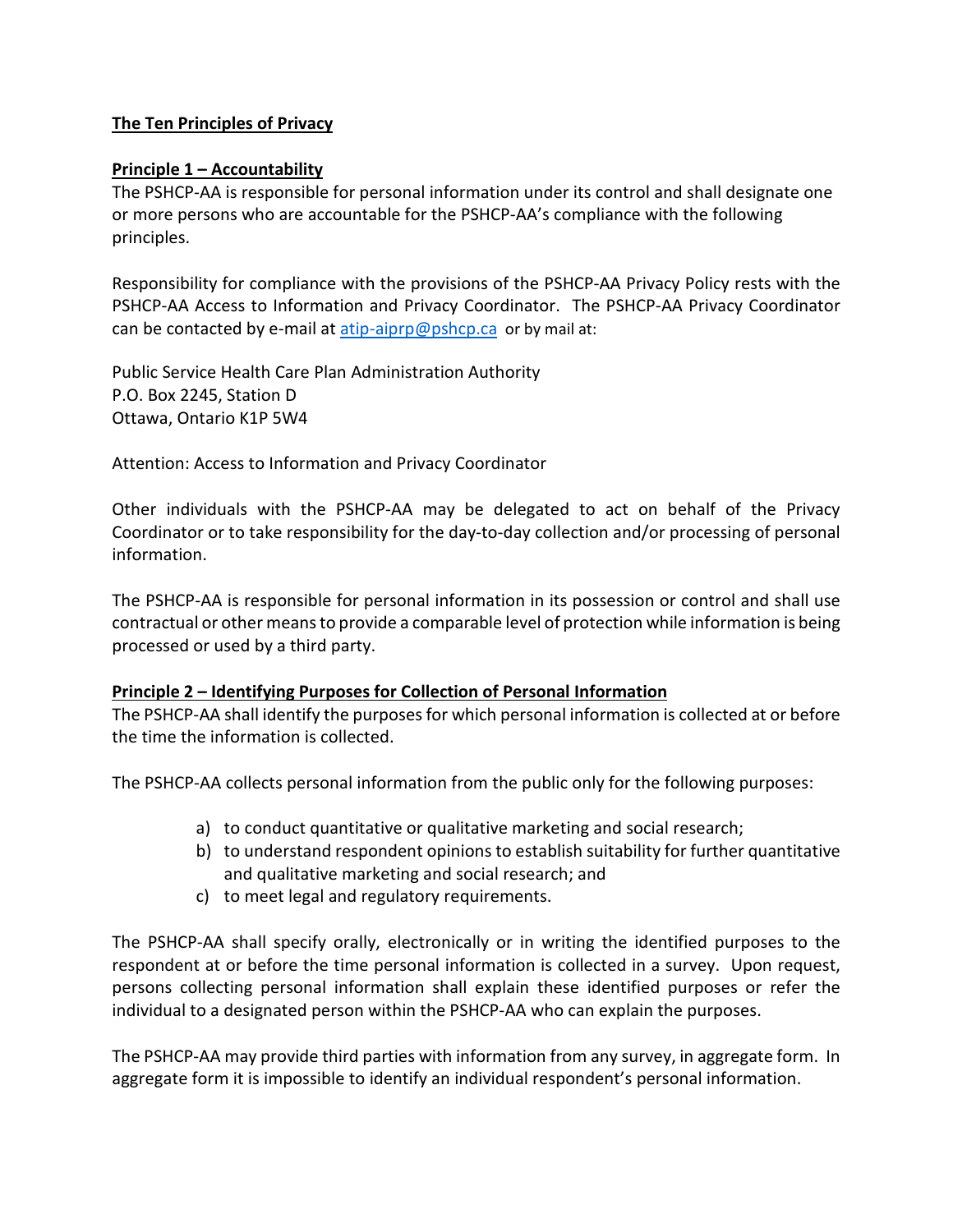## The Ten Principles of Privacy

### Principle 1 – Accountability

The PSHCP-AA is responsible for personal information under its control and shall designate one or more persons who are accountable for the PSHCP-AA's compliance with the following principles.

Responsibility for compliance with the provisions of the PSHCP-AA Privacy Policy rests with the PSHCP-AA Access to Information and Privacy Coordinator. The PSHCP-AA Privacy Coordinator can be contacted by e-mail at atip-aiprp@pshcp.ca or by mail at:

Public Service Health Care Plan Administration Authority
P.O. Box 2245, Station D
Ottawa, Ontario K1P 5W4

Attention: Access to Information and Privacy Coordinator

Other individuals with the PSHCP-AA may be delegated to act on behalf of the Privacy Coordinator or to take responsibility for the day-to-day collection and/or processing of personal information.

The PSHCP-AA is responsible for personal information in its possession or control and shall use contractual or other means to provide a comparable level of protection while information is being processed or used by a third party.

### Principle 2 – Identifying Purposes for Collection of Personal Information

The PSHCP-AA shall identify the purposes for which personal information is collected at or before the time the information is collected.

The PSHCP-AA collects personal information from the public only for the following purposes:

a) to conduct quantitative or qualitative marketing and social research;
b) to understand respondent opinions to establish suitability for further quantitative and qualitative marketing and social research; and
c) to meet legal and regulatory requirements.

The PSHCP-AA shall specify orally, electronically or in writing the identified purposes to the respondent at or before the time personal information is collected in a survey. Upon request, persons collecting personal information shall explain these identified purposes or refer the individual to a designated person within the PSHCP-AA who can explain the purposes.

The PSHCP-AA may provide third parties with information from any survey, in aggregate form. In aggregate form it is impossible to identify an individual respondent's personal information.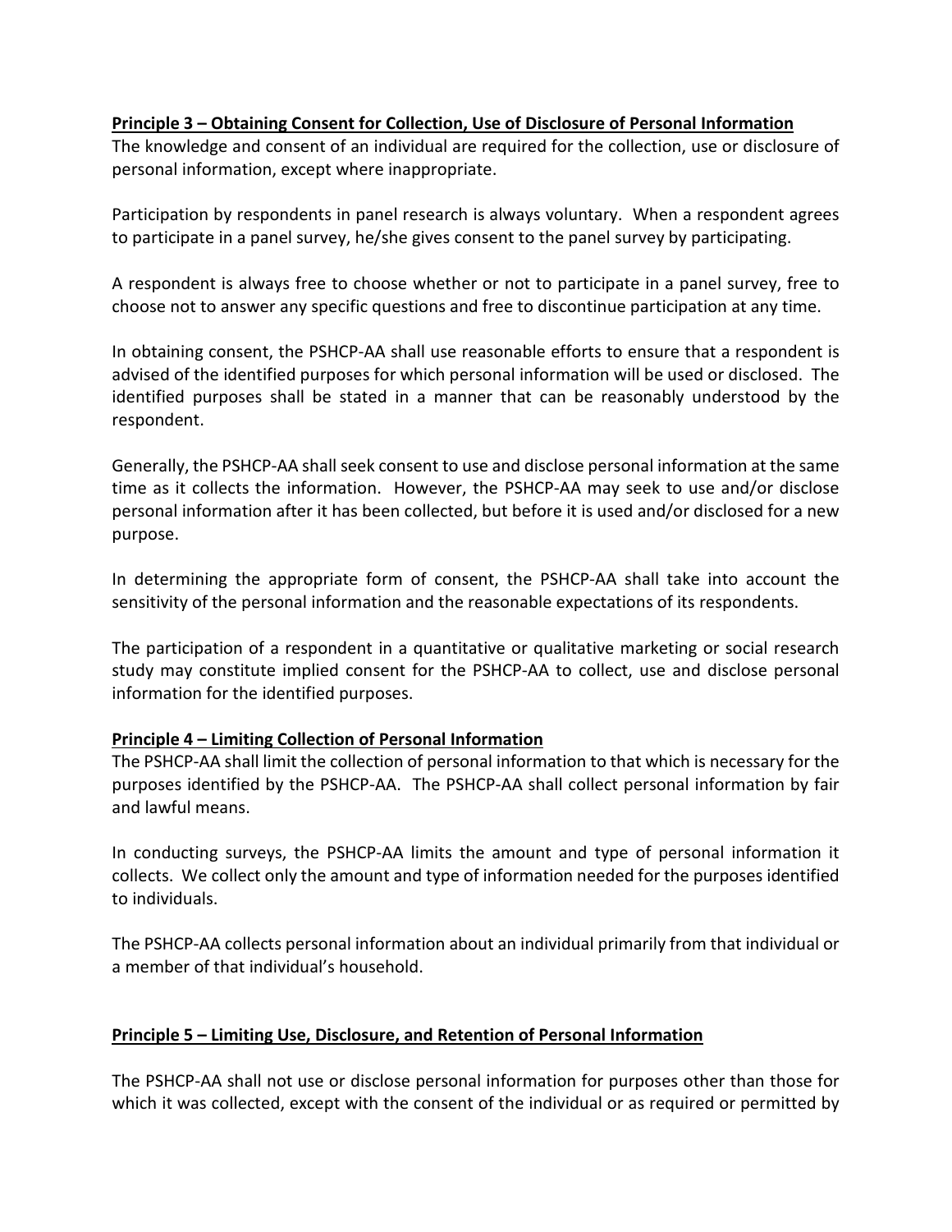**Principle 3 – Obtaining Consent for Collection, Use of Disclosure of Personal Information**

The knowledge and consent of an individual are required for the collection, use or disclosure of personal information, except where inappropriate.

Participation by respondents in panel research is always voluntary. When a respondent agrees to participate in a panel survey, he/she gives consent to the panel survey by participating.

A respondent is always free to choose whether or not to participate in a panel survey, free to choose not to answer any specific questions and free to discontinue participation at any time.

In obtaining consent, the PSHCP-AA shall use reasonable efforts to ensure that a respondent is advised of the identified purposes for which personal information will be used or disclosed. The identified purposes shall be stated in a manner that can be reasonably understood by the respondent.

Generally, the PSHCP-AA shall seek consent to use and disclose personal information at the same time as it collects the information. However, the PSHCP-AA may seek to use and/or disclose personal information after it has been collected, but before it is used and/or disclosed for a new purpose.

In determining the appropriate form of consent, the PSHCP-AA shall take into account the sensitivity of the personal information and the reasonable expectations of its respondents.

The participation of a respondent in a quantitative or qualitative marketing or social research study may constitute implied consent for the PSHCP-AA to collect, use and disclose personal information for the identified purposes.

**Principle 4 – Limiting Collection of Personal Information**

The PSHCP-AA shall limit the collection of personal information to that which is necessary for the purposes identified by the PSHCP-AA. The PSHCP-AA shall collect personal information by fair and lawful means.

In conducting surveys, the PSHCP-AA limits the amount and type of personal information it collects. We collect only the amount and type of information needed for the purposes identified to individuals.

The PSHCP-AA collects personal information about an individual primarily from that individual or a member of that individual's household.

**Principle 5 – Limiting Use, Disclosure, and Retention of Personal Information**

The PSHCP-AA shall not use or disclose personal information for purposes other than those for which it was collected, except with the consent of the individual or as required or permitted by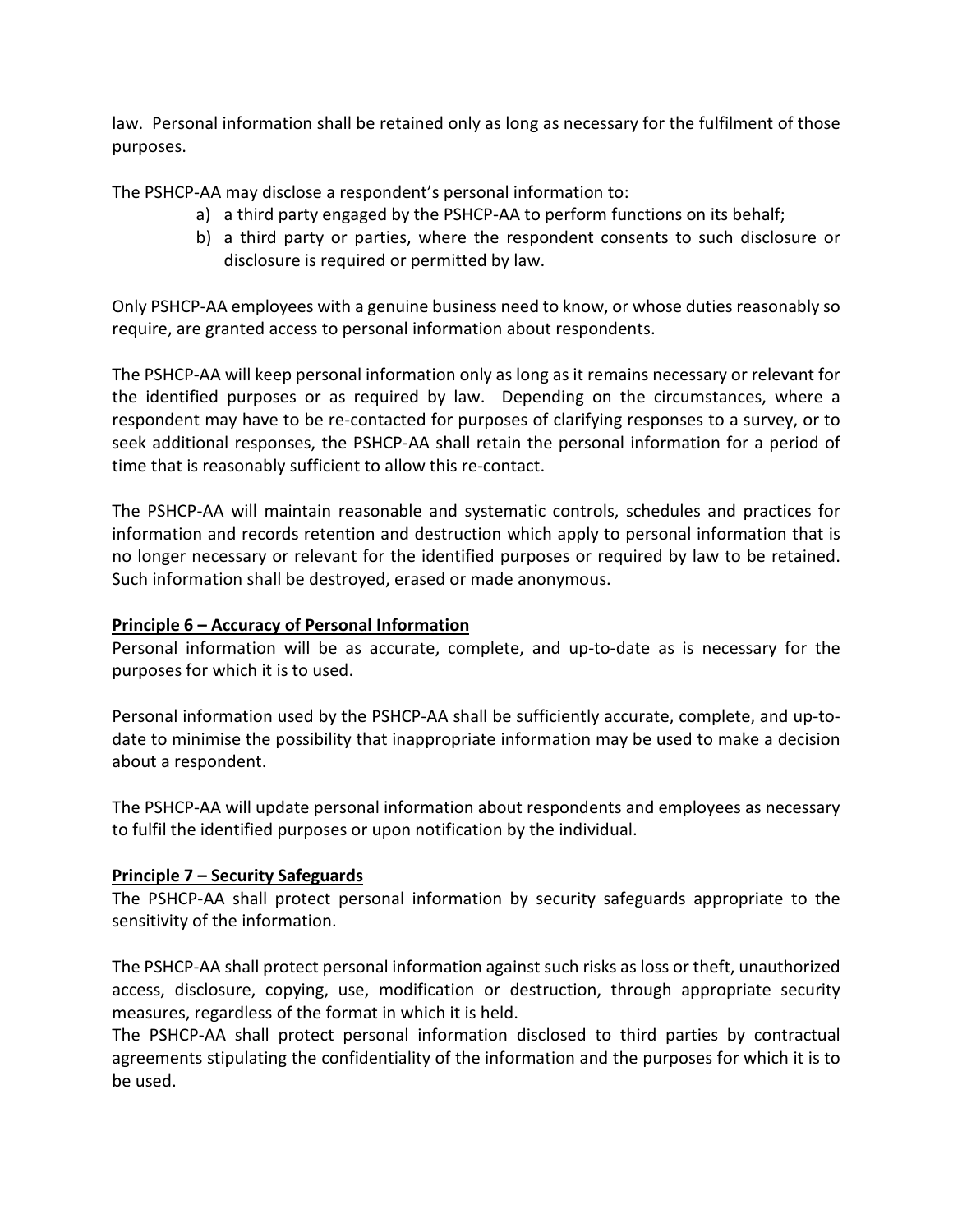law. Personal information shall be retained only as long as necessary for the fulfilment of those purposes.

The PSHCP-AA may disclose a respondent's personal information to:

a) a third party engaged by the PSHCP-AA to perform functions on its behalf;
b) a third party or parties, where the respondent consents to such disclosure or disclosure is required or permitted by law.

Only PSHCP-AA employees with a genuine business need to know, or whose duties reasonably so require, are granted access to personal information about respondents.

The PSHCP-AA will keep personal information only as long as it remains necessary or relevant for the identified purposes or as required by law. Depending on the circumstances, where a respondent may have to be re-contacted for purposes of clarifying responses to a survey, or to seek additional responses, the PSHCP-AA shall retain the personal information for a period of time that is reasonably sufficient to allow this re-contact.

The PSHCP-AA will maintain reasonable and systematic controls, schedules and practices for information and records retention and destruction which apply to personal information that is no longer necessary or relevant for the identified purposes or required by law to be retained. Such information shall be destroyed, erased or made anonymous.

**Principle 6 – Accuracy of Personal Information**

Personal information will be as accurate, complete, and up-to-date as is necessary for the purposes for which it is to used.

Personal information used by the PSHCP-AA shall be sufficiently accurate, complete, and up-to-date to minimise the possibility that inappropriate information may be used to make a decision about a respondent.

The PSHCP-AA will update personal information about respondents and employees as necessary to fulfil the identified purposes or upon notification by the individual.

**Principle 7 – Security Safeguards**

The PSHCP-AA shall protect personal information by security safeguards appropriate to the sensitivity of the information.

The PSHCP-AA shall protect personal information against such risks as loss or theft, unauthorized access, disclosure, copying, use, modification or destruction, through appropriate security measures, regardless of the format in which it is held.

The PSHCP-AA shall protect personal information disclosed to third parties by contractual agreements stipulating the confidentiality of the information and the purposes for which it is to be used.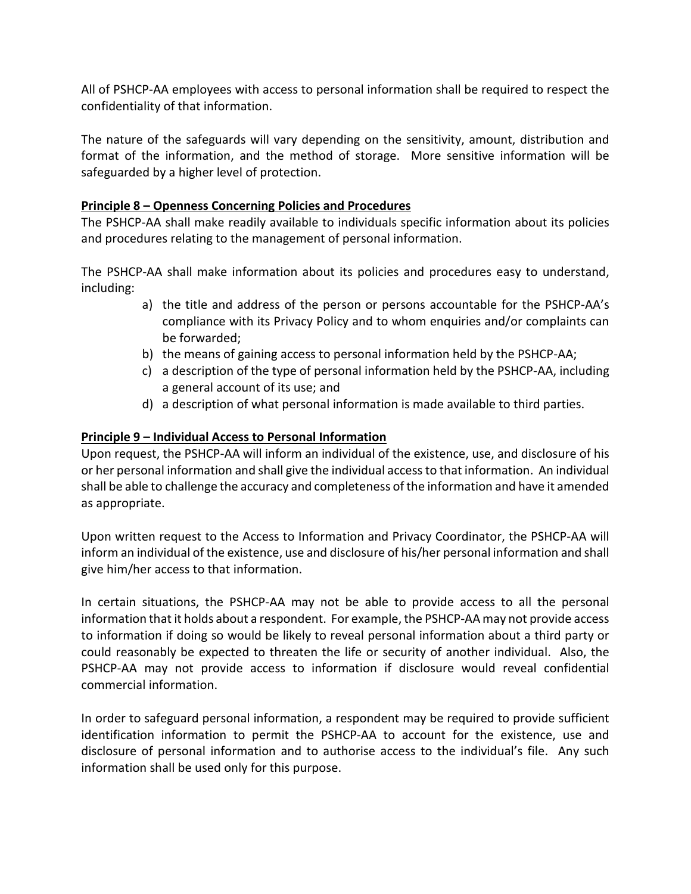All of PSHCP-AA employees with access to personal information shall be required to respect the confidentiality of that information.

The nature of the safeguards will vary depending on the sensitivity, amount, distribution and format of the information, and the method of storage. More sensitive information will be safeguarded by a higher level of protection.

**Principle 8 – Openness Concerning Policies and Procedures**

The PSHCP-AA shall make readily available to individuals specific information about its policies and procedures relating to the management of personal information.

The PSHCP-AA shall make information about its policies and procedures easy to understand, including:

a) the title and address of the person or persons accountable for the PSHCP-AA's compliance with its Privacy Policy and to whom enquiries and/or complaints can be forwarded;
b) the means of gaining access to personal information held by the PSHCP-AA;
c) a description of the type of personal information held by the PSHCP-AA, including a general account of its use; and
d) a description of what personal information is made available to third parties.

**Principle 9 – Individual Access to Personal Information**

Upon request, the PSHCP-AA will inform an individual of the existence, use, and disclosure of his or her personal information and shall give the individual access to that information. An individual shall be able to challenge the accuracy and completeness of the information and have it amended as appropriate.

Upon written request to the Access to Information and Privacy Coordinator, the PSHCP-AA will inform an individual of the existence, use and disclosure of his/her personal information and shall give him/her access to that information.

In certain situations, the PSHCP-AA may not be able to provide access to all the personal information that it holds about a respondent. For example, the PSHCP-AA may not provide access to information if doing so would be likely to reveal personal information about a third party or could reasonably be expected to threaten the life or security of another individual. Also, the PSHCP-AA may not provide access to information if disclosure would reveal confidential commercial information.

In order to safeguard personal information, a respondent may be required to provide sufficient identification information to permit the PSHCP-AA to account for the existence, use and disclosure of personal information and to authorise access to the individual's file. Any such information shall be used only for this purpose.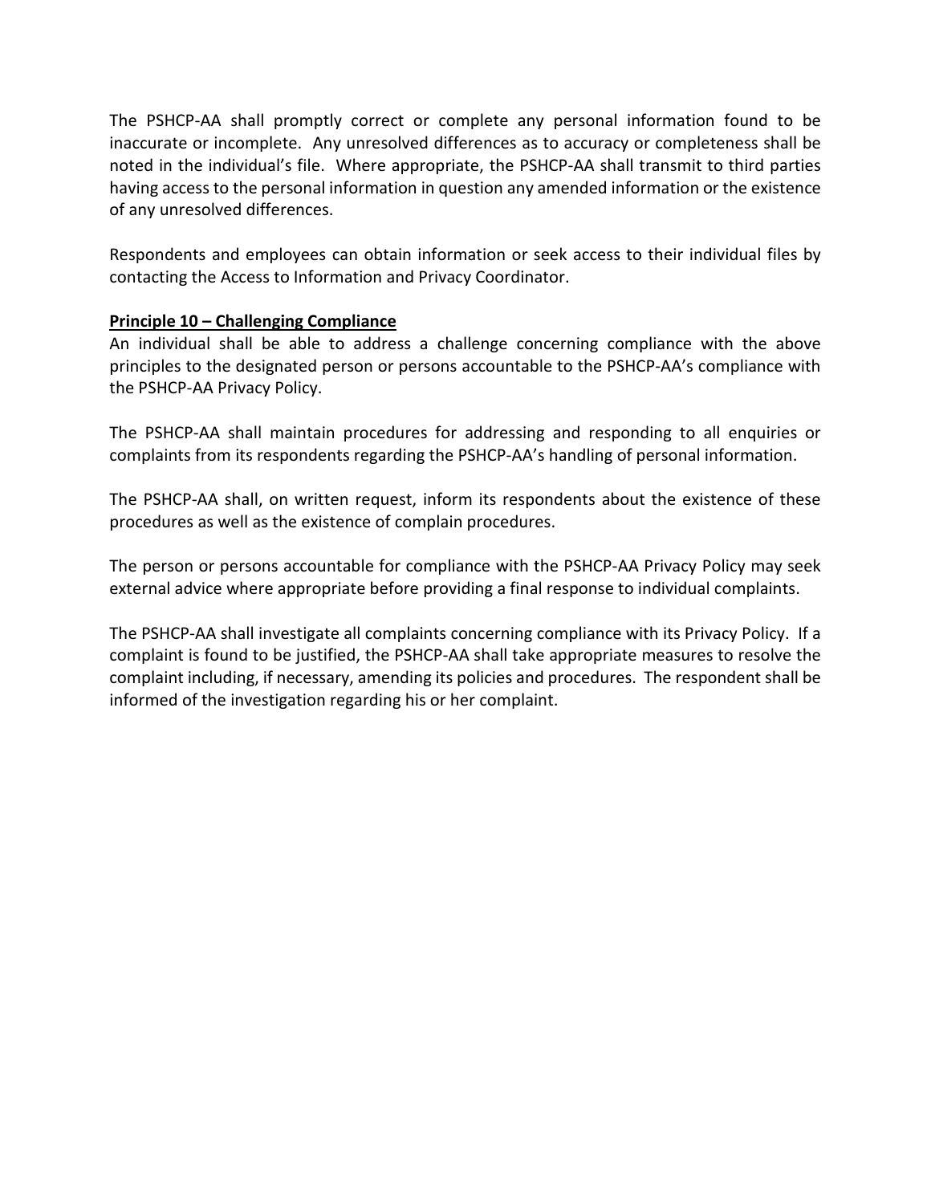The PSHCP-AA shall promptly correct or complete any personal information found to be inaccurate or incomplete. Any unresolved differences as to accuracy or completeness shall be noted in the individual's file. Where appropriate, the PSHCP-AA shall transmit to third parties having access to the personal information in question any amended information or the existence of any unresolved differences.

Respondents and employees can obtain information or seek access to their individual files by contacting the Access to Information and Privacy Coordinator.

**Principle 10 – Challenging Compliance**

An individual shall be able to address a challenge concerning compliance with the above principles to the designated person or persons accountable to the PSHCP-AA's compliance with the PSHCP-AA Privacy Policy.

The PSHCP-AA shall maintain procedures for addressing and responding to all enquiries or complaints from its respondents regarding the PSHCP-AA's handling of personal information.

The PSHCP-AA shall, on written request, inform its respondents about the existence of these procedures as well as the existence of complain procedures.

The person or persons accountable for compliance with the PSHCP-AA Privacy Policy may seek external advice where appropriate before providing a final response to individual complaints.

The PSHCP-AA shall investigate all complaints concerning compliance with its Privacy Policy. If a complaint is found to be justified, the PSHCP-AA shall take appropriate measures to resolve the complaint including, if necessary, amending its policies and procedures. The respondent shall be informed of the investigation regarding his or her complaint.